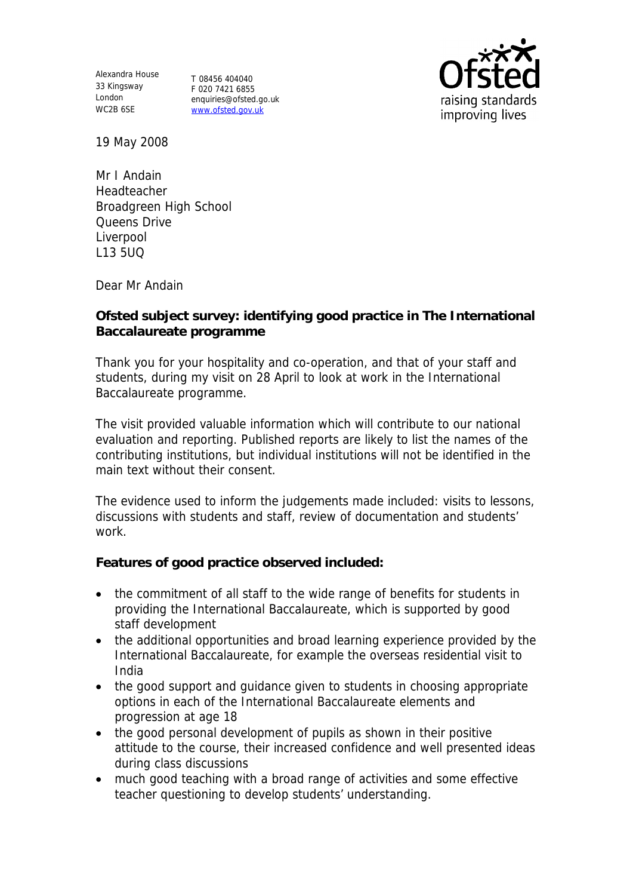Alexandra House
33 Kingsway
London
WC2B 6SE

T 08456 404040
F 020 7421 6855
enquiries@ofsted.gov.uk
www.ofsted.gov.uk

Ofsted
raising standards
improving lives

19 May 2008

Mr I Andain
Headteacher
Broadgreen High School
Queens Drive
Liverpool
L13 5UQ

Dear Mr Andain

**Ofsted subject survey: identifying good practice in The International Baccalaureate programme**

Thank you for your hospitality and co-operation, and that of your staff and students, during my visit on 28 April to look at work in the International Baccalaureate programme.

The visit provided valuable information which will contribute to our national evaluation and reporting. Published reports are likely to list the names of the contributing institutions, but individual institutions will not be identified in the main text without their consent.

The evidence used to inform the judgements made included: visits to lessons, discussions with students and staff, review of documentation and students' work.

**Features of good practice observed included:**

- the commitment of all staff to the wide range of benefits for students in providing the International Baccalaureate, which is supported by good staff development
- the additional opportunities and broad learning experience provided by the International Baccalaureate, for example the overseas residential visit to India
- the good support and guidance given to students in choosing appropriate options in each of the International Baccalaureate elements and progression at age 18
- the good personal development of pupils as shown in their positive attitude to the course, their increased confidence and well presented ideas during class discussions
- much good teaching with a broad range of activities and some effective teacher questioning to develop students' understanding.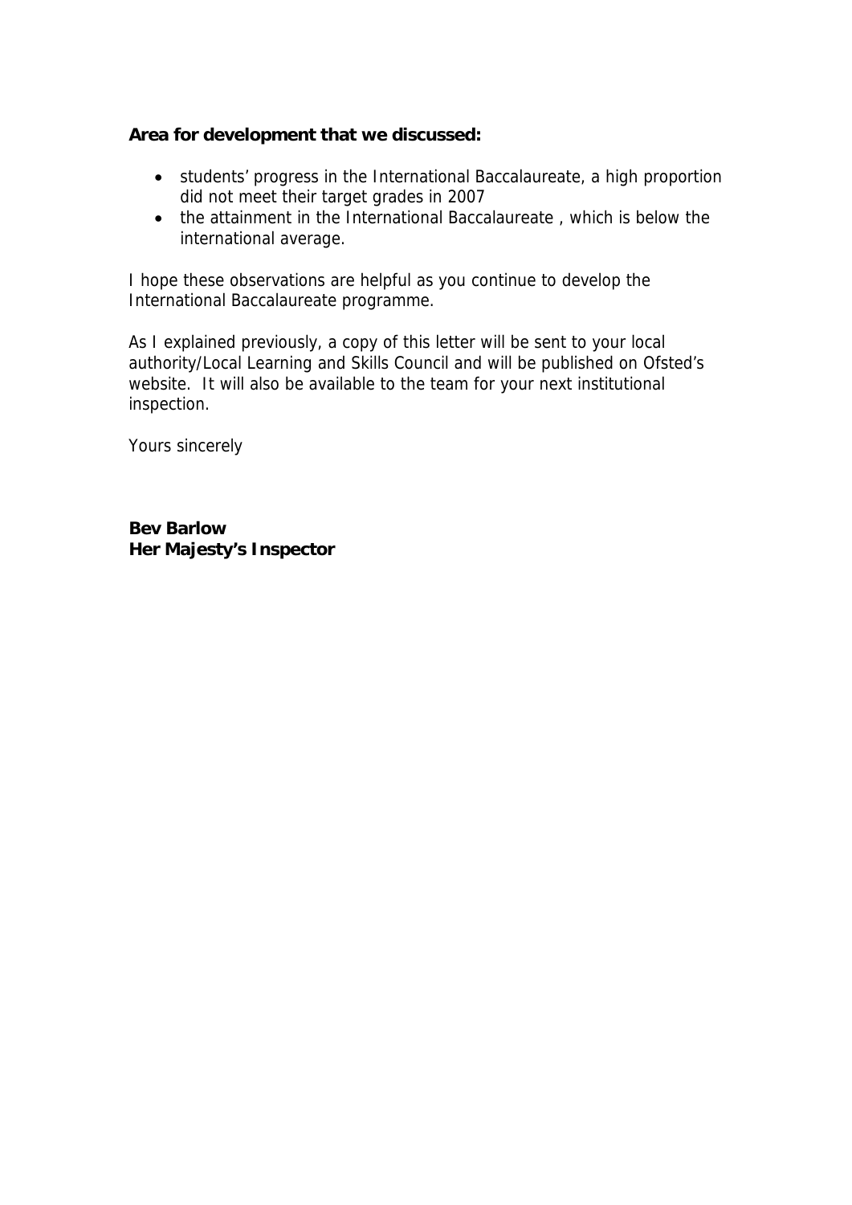**Area for development that we discussed:**

- students' progress in the International Baccalaureate, a high proportion did not meet their target grades in 2007
- the attainment in the International Baccalaureate , which is below the international average.

I hope these observations are helpful as you continue to develop the International Baccalaureate programme.

As I explained previously, a copy of this letter will be sent to your local authority/Local Learning and Skills Council and will be published on Ofsted's website. It will also be available to the team for your next institutional inspection.

Yours sincerely

**Bev Barlow**
**Her Majesty's Inspector**